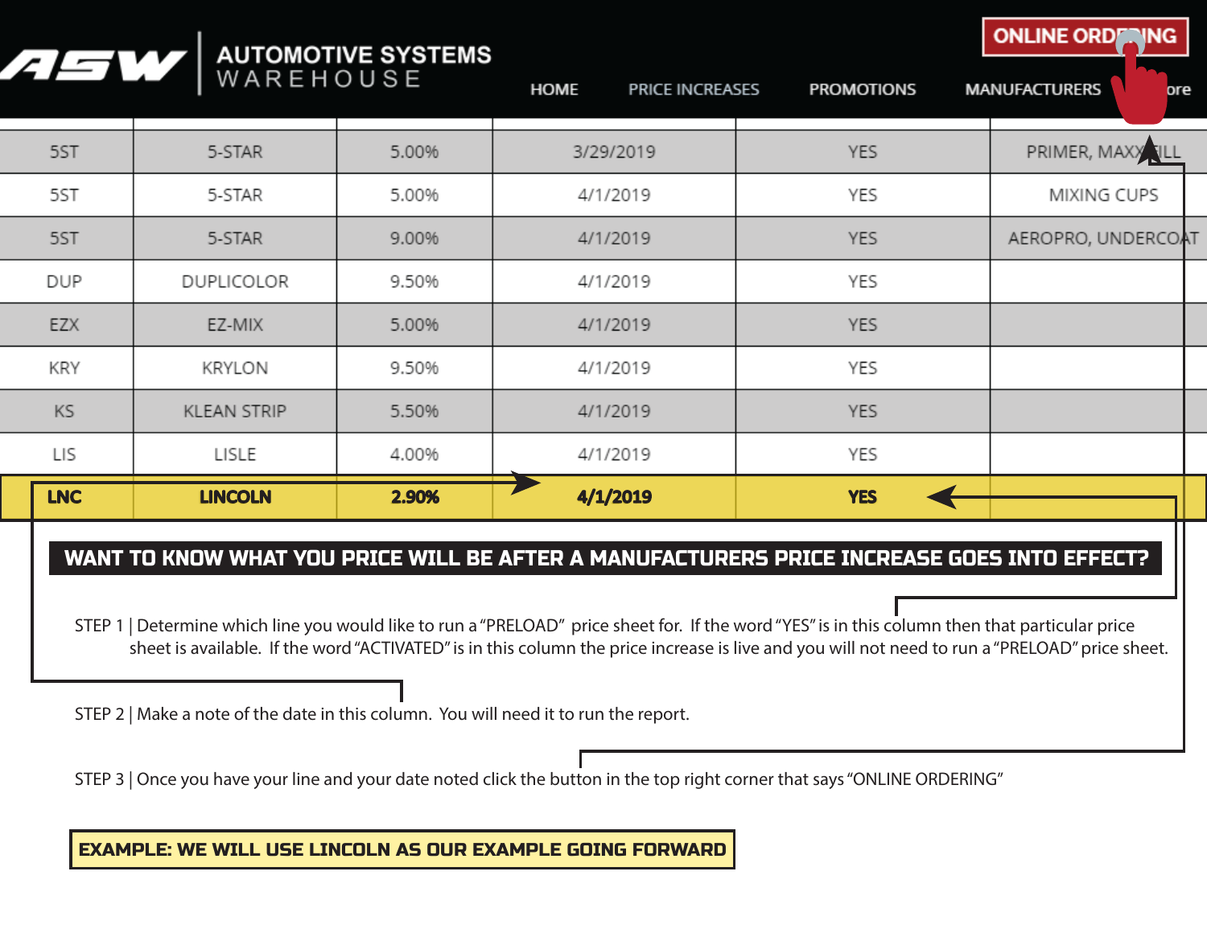AUTOMOTIVE SYSTEMS WAREHOUSE

ONLINE ORDERING

HOME | PRICE INCREASES | PROMOTIONS | MANUFACTURERS | ore

| | | | | | |
|---|---|---|---|---|---|
| 5ST | 5-STAR | 5.00% | 3/29/2019 | YES | PRIMER, MAXXFILL |
| 5ST | 5-STAR | 5.00% | 4/1/2019 | YES | MIXING CUPS |
| 5ST | 5-STAR | 9.00% | 4/1/2019 | YES | AEROPRO, UNDERCOAT |
| DUP | DUPLICOLOR | 9.50% | 4/1/2019 | YES | |
| EZX | EZ-MIX | 5.00% | 4/1/2019 | YES | |
| KRY | KRYLON | 9.50% | 4/1/2019 | YES | |
| KS | KLEAN STRIP | 5.50% | 4/1/2019 | YES | |
| LIS | LISLE | 4.00% | 4/1/2019 | YES | |
| **LNC** | **LINCOLN** | **2.90%** | **4/1/2019** | **YES** | |

## WANT TO KNOW WHAT YOU PRICE WILL BE AFTER A MANUFACTURERS PRICE INCREASE GOES INTO EFFECT?

STEP 1 | Determine which line you would like to run a "PRELOAD" price sheet for. If the word "YES" is in this column then that particular price sheet is available. If the word "ACTIVATED" is in this column the price increase is live and you will not need to run a "PRELOAD" price sheet.

STEP 2 | Make a note of the date in this column. You will need it to run the report.

STEP 3 | Once you have your line and your date noted click the button in the top right corner that says "ONLINE ORDERING"

**EXAMPLE: WE WILL USE LINCOLN AS OUR EXAMPLE GOING FORWARD**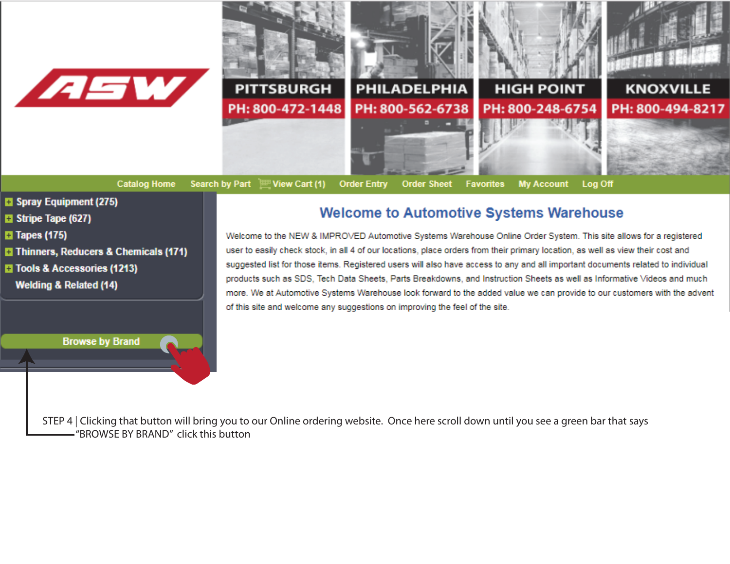ASW

| PITTSBURGH | PHILADELPHIA | HIGH POINT | KNOXVILLE |
| --- | --- | --- | --- |
| PH: 800-472-1448 | PH: 800-562-6738 | PH: 800-248-6754 | PH: 800-494-8217 |

Catalog Home | Search by Part | View Cart (1) | Order Entry | Order Sheet | Favorites | My Account | Log Off

- Spray Equipment (275)
- Stripe Tape (627)
- Tapes (175)
- Thinners, Reducers & Chemicals (171)
- Tools & Accessories (1213)
- Welding & Related (14)

Browse by Brand

## Welcome to Automotive Systems Warehouse

Welcome to the NEW & IMPROVED Automotive Systems Warehouse Online Order System. This site allows for a registered user to easily check stock, in all 4 of our locations, place orders from their primary location, as well as view their cost and suggested list for those items. Registered users will also have access to any and all important documents related to individual products such as SDS, Tech Data Sheets, Parts Breakdowns, and Instruction Sheets as well as Informative Videos and much more. We at Automotive Systems Warehouse look forward to the added value we can provide to our customers with the advent of this site and welcome any suggestions on improving the feel of the site.

STEP 4 | Clicking that button will bring you to our Online ordering website. Once here scroll down until you see a green bar that says "BROWSE BY BRAND" click this button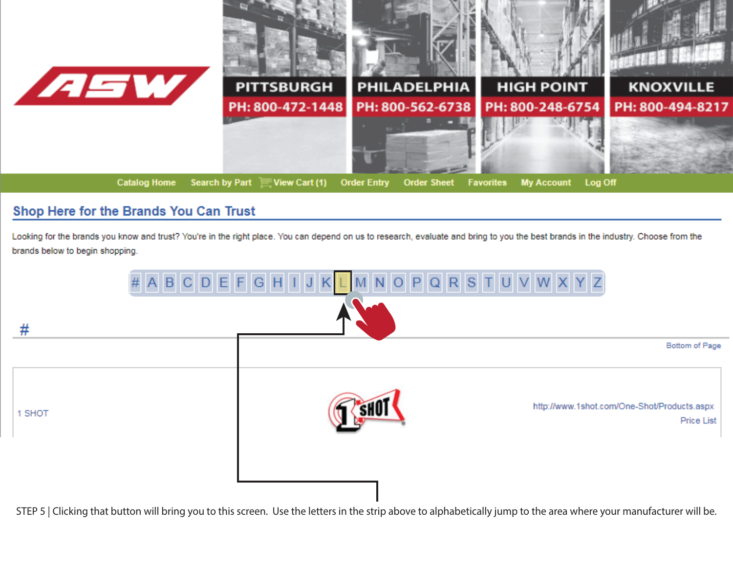ASW

| PITTSBURGH | PHILADELPHIA | HIGH POINT | KNOXVILLE |
| --- | --- | --- | --- |
| PH: 800-472-1448 | PH: 800-562-6738 | PH: 800-248-6754 | PH: 800-494-8217 |

Catalog Home | Search by Part | View Cart (1) | Order Entry | Order Sheet | Favorites | My Account | Log Off

## Shop Here for the Brands You Can Trust

Looking for the brands you know and trust? You're in the right place. You can depend on us to research, evaluate and bring to you the best brands in the industry. Choose from the brands below to begin shopping.

# A B C D E F G H I J K L M N O P Q R S T U V W X Y Z

## #

Bottom of Page

| 1 SHOT | 1 SHOT | http://www.1shot.com/One-Shot/Products.aspx<br>Price List |
| --- | --- | --- |

STEP 5 | Clicking that button will bring you to this screen. Use the letters in the strip above to alphabetically jump to the area where your manufacturer will be.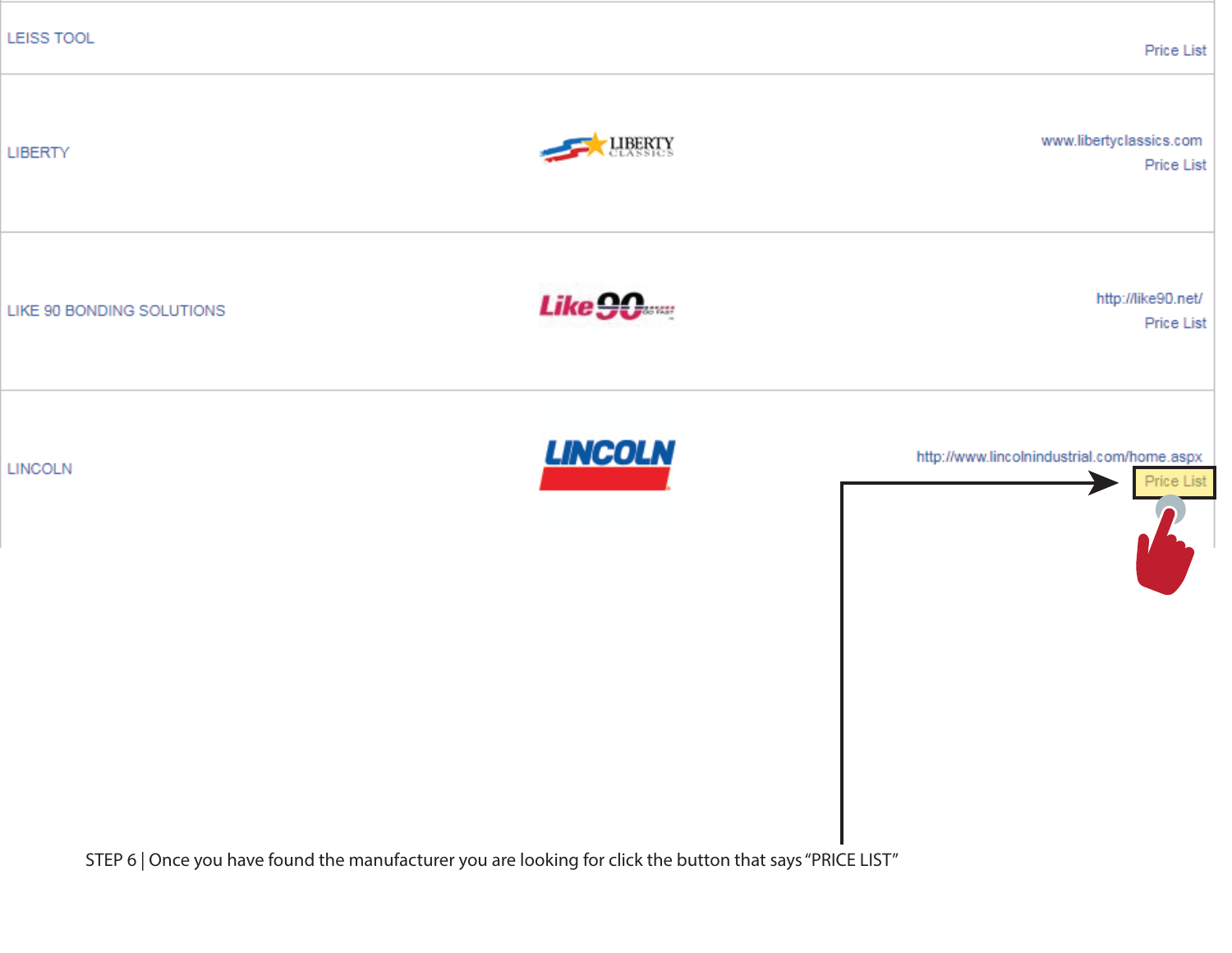| | | |
|---|---|---|
| LEISS TOOL | | Price List |
| LIBERTY | | www.libertyclassics.com<br>Price List |
| LIKE 90 BONDING SOLUTIONS | | http://like90.net/<br>Price List |
| LINCOLN | | http://www.lincolnindustrial.com/home.aspx<br>Price List |

STEP 6 | Once you have found the manufacturer you are looking for click the button that says "PRICE LIST"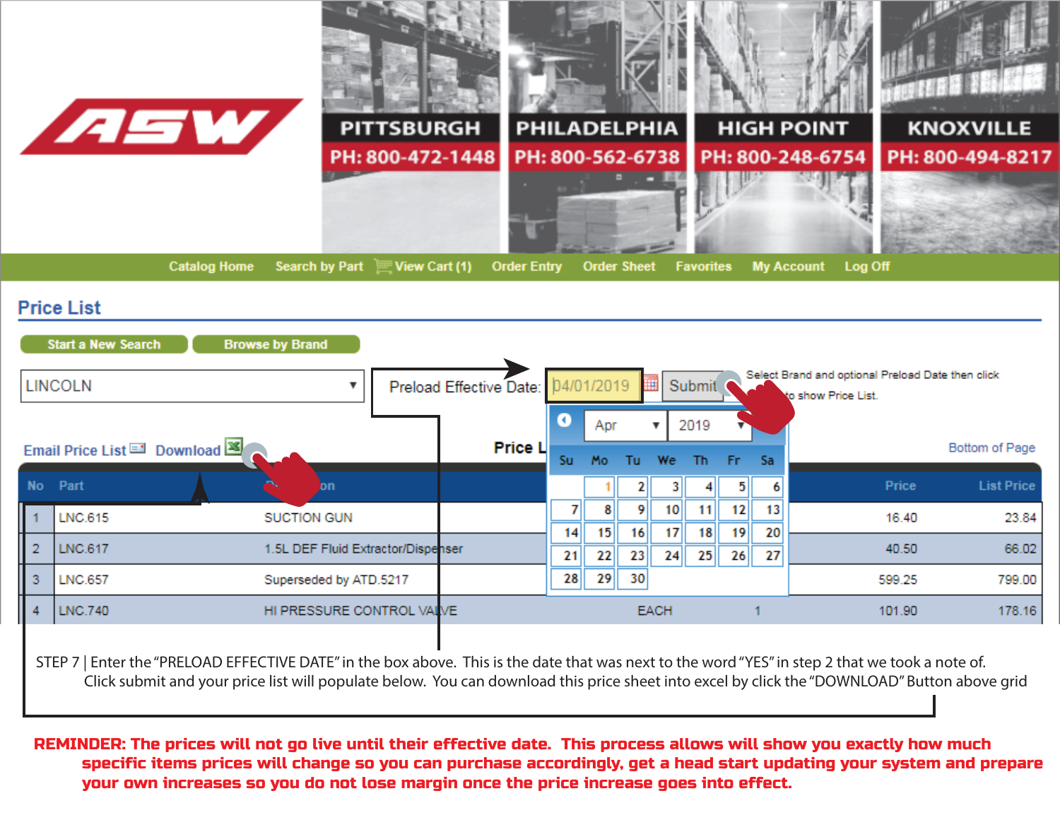ASW

PITTSBURGH PH: 800-472-1448

PHILADELPHIA PH: 800-562-6738

HIGH POINT PH: 800-248-6754

KNOXVILLE PH: 800-494-8217

Catalog Home | Search by Part | View Cart (1) | Order Entry | Order Sheet | Favorites | My Account | Log Off

## Price List

Start a New Search | Browse by Brand

LINCOLN

Preload Effective Date: 04/01/2019 Submit

Select Brand and optional Preload Date then click Submit to show Price List.

Email Price List | Download

Bottom of Page

| No | Part | Description | | | Price | List Price |
|---|---|---|---|---|---|---|
| 1 | LNC.615 | SUCTION GUN | | | 16.40 | 23.84 |
| 2 | LNC.617 | 1.5L DEF Fluid Extractor/Dispenser | | | 40.50 | 66.02 |
| 3 | LNC.657 | Superseded by ATD.5217 | | | 599.25 | 799.00 |
| 4 | LNC.740 | HI PRESSURE CONTROL VALVE | EACH | 1 | 101.90 | 178.16 |

STEP 7 | Enter the "PRELOAD EFFECTIVE DATE" in the box above. This is the date that was next to the word "YES" in step 2 that we took a note of. Click submit and your price list will populate below. You can download this price sheet into excel by click the "DOWNLOAD" Button above grid

**REMINDER: The prices will not go live until their effective date. This process allows will show you exactly how much specific items prices will change so you can purchase accordingly, get a head start updating your system and prepare your own increases so you do not lose margin once the price increase goes into effect.**